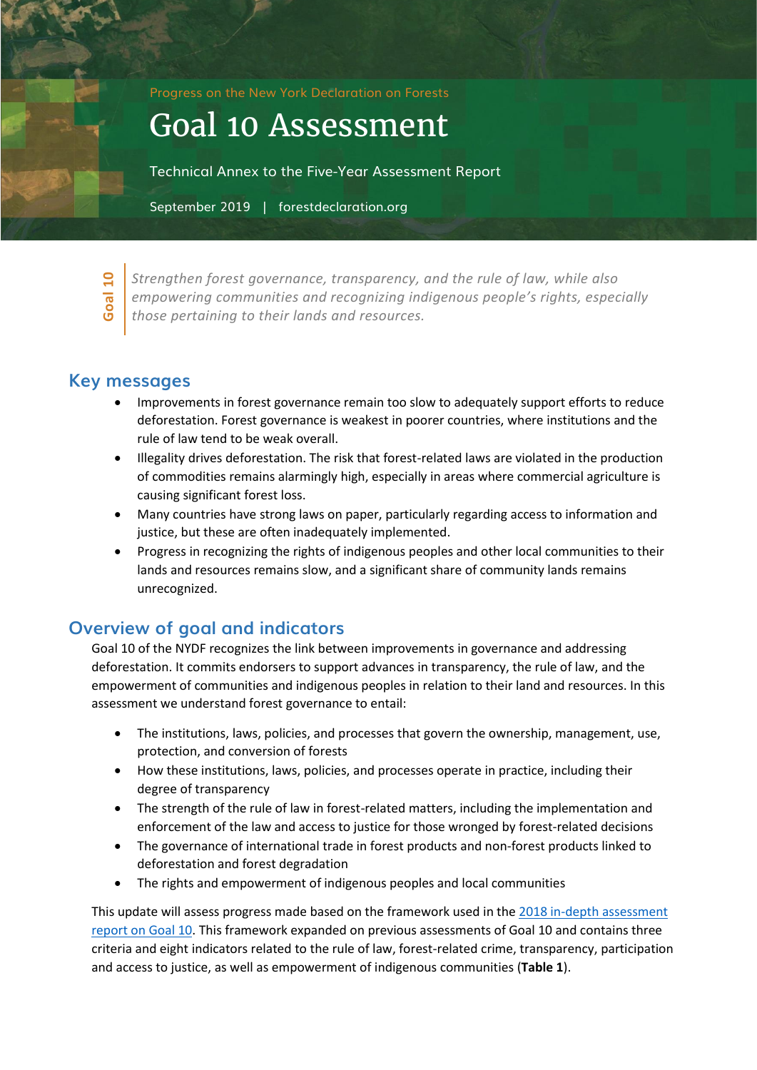Progress on the New York Declaration on Forests

# Goal 10 Assessment

Technical Annex to the Five-Year Assessment Report

September 2019 | forestdeclaration.org

**Goal 10**

*Strengthen forest governance, transparency, and the rule of law, while also empowering communities and recognizing indigenous people's rights, especially those pertaining to their lands and resources.*

## Key messages

- Improvements in forest governance remain too slow to adequately support efforts to reduce deforestation. Forest governance is weakest in poorer countries, where institutions and the rule of law tend to be weak overall.
- Illegality drives deforestation. The risk that forest-related laws are violated in the production of commodities remains alarmingly high, especially in areas where commercial agriculture is causing significant forest loss.
- Many countries have strong laws on paper, particularly regarding access to information and justice, but these are often inadequately implemented.
- Progress in recognizing the rights of indigenous peoples and other local communities to their lands and resources remains slow, and a significant share of community lands remains unrecognized.

## Overview of goal and indicators

Goal 10 of the NYDF recognizes the link between improvements in governance and addressing deforestation. It commits endorsers to support advances in transparency, the rule of law, and the empowerment of communities and indigenous peoples in relation to their land and resources. In this assessment we understand forest governance to entail:

- The institutions, laws, policies, and processes that govern the ownership, management, use, protection, and conversion of forests
- How these institutions, laws, policies, and processes operate in practice, including their degree of transparency
- The strength of the rule of law in forest-related matters, including the implementation and enforcement of the law and access to justice for those wronged by forest-related decisions
- The governance of international trade in forest products and non-forest products linked to deforestation and forest degradation
- The rights and empowerment of indigenous peoples and local communities

This update will assess progress made based on the framework used in the 2018 in-depth assessment report on Goal 10. This framework expanded on previous assessments of Goal 10 and contains three criteria and eight indicators related to the rule of law, forest-related crime, transparency, participation and access to justice, as well as empowerment of indigenous communities (**Table 1**).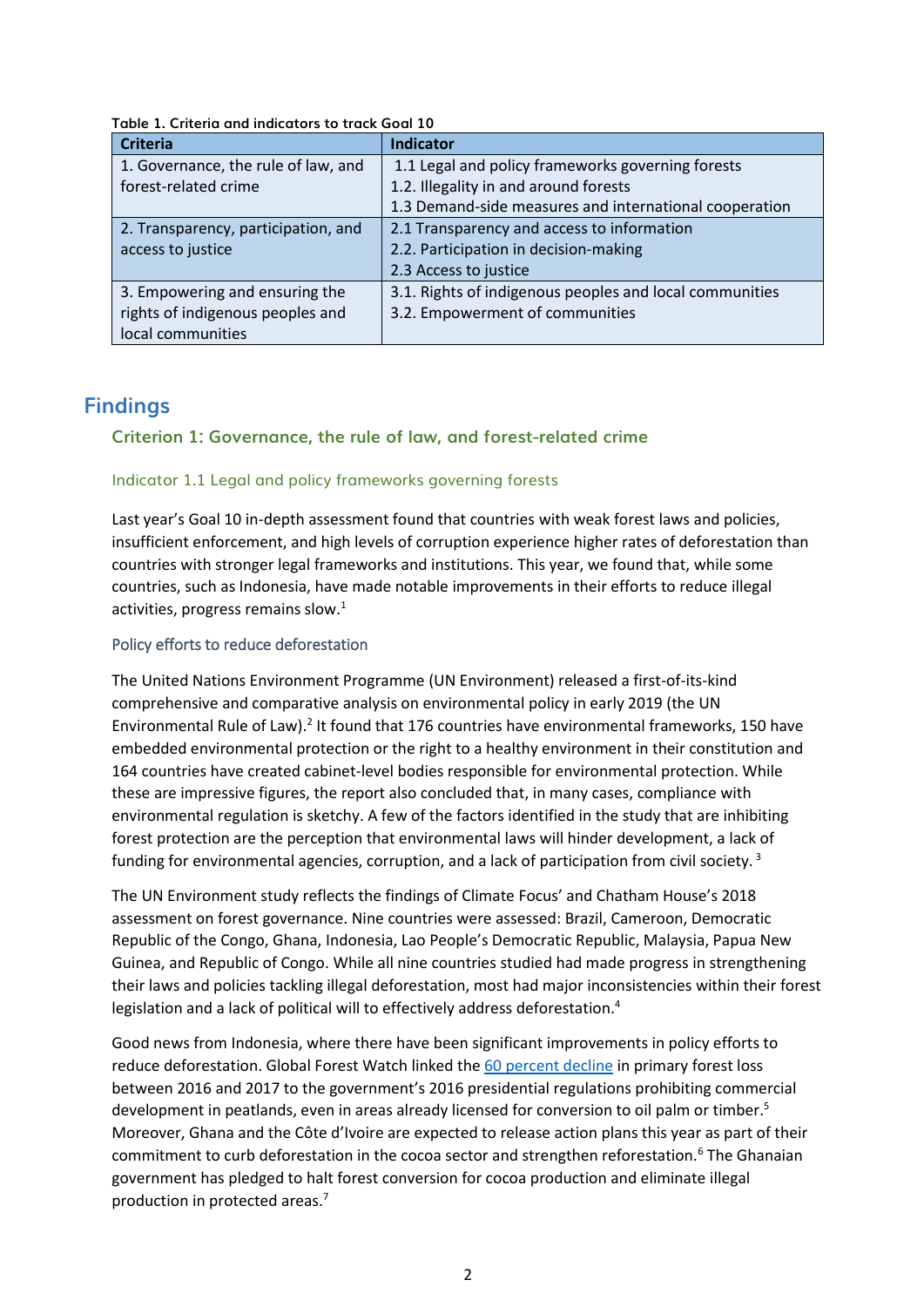**Table 1. Criteria and indicators to track Goal 10**

| Criteria | Indicator |
|---|---|
| 1. Governance, the rule of law, and forest-related crime | 1.1 Legal and policy frameworks governing forests<br>1.2. Illegality in and around forests<br>1.3 Demand-side measures and international cooperation |
| 2. Transparency, participation, and access to justice | 2.1 Transparency and access to information<br>2.2. Participation in decision-making<br>2.3 Access to justice |
| 3. Empowering and ensuring the rights of indigenous peoples and local communities | 3.1. Rights of indigenous peoples and local communities<br>3.2. Empowerment of communities |

# Findings

## Criterion 1: Governance, the rule of law, and forest-related crime

### Indicator 1.1 Legal and policy frameworks governing forests

Last year's Goal 10 in-depth assessment found that countries with weak forest laws and policies, insufficient enforcement, and high levels of corruption experience higher rates of deforestation than countries with stronger legal frameworks and institutions. This year, we found that, while some countries, such as Indonesia, have made notable improvements in their efforts to reduce illegal activities, progress remains slow.[1]

#### Policy efforts to reduce deforestation

The United Nations Environment Programme (UN Environment) released a first-of-its-kind comprehensive and comparative analysis on environmental policy in early 2019 (the UN Environmental Rule of Law).[2] It found that 176 countries have environmental frameworks, 150 have embedded environmental protection or the right to a healthy environment in their constitution and 164 countries have created cabinet-level bodies responsible for environmental protection. While these are impressive figures, the report also concluded that, in many cases, compliance with environmental regulation is sketchy. A few of the factors identified in the study that are inhibiting forest protection are the perception that environmental laws will hinder development, a lack of funding for environmental agencies, corruption, and a lack of participation from civil society.[3]

The UN Environment study reflects the findings of Climate Focus' and Chatham House's 2018 assessment on forest governance. Nine countries were assessed: Brazil, Cameroon, Democratic Republic of the Congo, Ghana, Indonesia, Lao People's Democratic Republic, Malaysia, Papua New Guinea, and Republic of Congo. While all nine countries studied had made progress in strengthening their laws and policies tackling illegal deforestation, most had major inconsistencies within their forest legislation and a lack of political will to effectively address deforestation.[4]

Good news from Indonesia, where there have been significant improvements in policy efforts to reduce deforestation. Global Forest Watch linked the 60 percent decline in primary forest loss between 2016 and 2017 to the government's 2016 presidential regulations prohibiting commercial development in peatlands, even in areas already licensed for conversion to oil palm or timber.[5] Moreover, Ghana and the Côte d'Ivoire are expected to release action plans this year as part of their commitment to curb deforestation in the cocoa sector and strengthen reforestation.[6] The Ghanaian government has pledged to halt forest conversion for cocoa production and eliminate illegal production in protected areas.[7]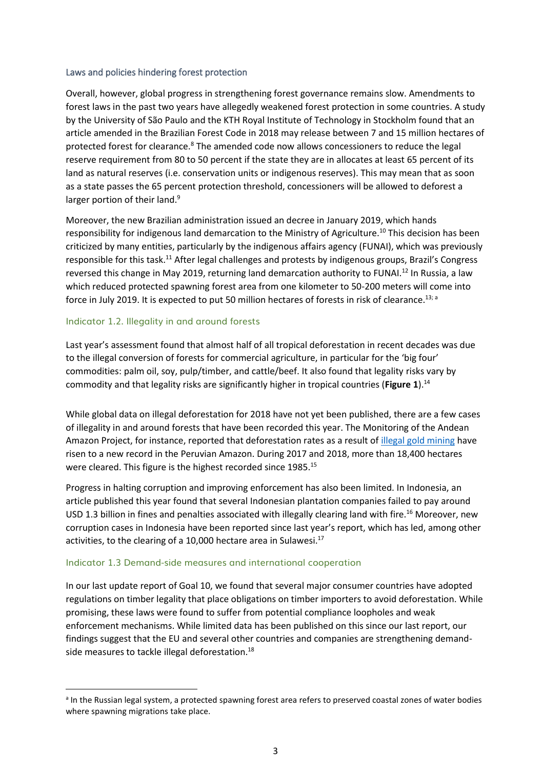### Laws and policies hindering forest protection

Overall, however, global progress in strengthening forest governance remains slow. Amendments to forest laws in the past two years have allegedly weakened forest protection in some countries. A study by the University of São Paulo and the KTH Royal Institute of Technology in Stockholm found that an article amended in the Brazilian Forest Code in 2018 may release between 7 and 15 million hectares of protected forest for clearance.[8] The amended code now allows concessioners to reduce the legal reserve requirement from 80 to 50 percent if the state they are in allocates at least 65 percent of its land as natural reserves (i.e. conservation units or indigenous reserves). This may mean that as soon as a state passes the 65 percent protection threshold, concessioners will be allowed to deforest a larger portion of their land.[9]

Moreover, the new Brazilian administration issued an decree in January 2019, which hands responsibility for indigenous land demarcation to the Ministry of Agriculture.[10] This decision has been criticized by many entities, particularly by the indigenous affairs agency (FUNAI), which was previously responsible for this task.[11] After legal challenges and protests by indigenous groups, Brazil's Congress reversed this change in May 2019, returning land demarcation authority to FUNAI.[12] In Russia, a law which reduced protected spawning forest area from one kilometer to 50-200 meters will come into force in July 2019. It is expected to put 50 million hectares of forests in risk of clearance.[13; a]

### Indicator 1.2. Illegality in and around forests

Last year's assessment found that almost half of all tropical deforestation in recent decades was due to the illegal conversion of forests for commercial agriculture, in particular for the 'big four' commodities: palm oil, soy, pulp/timber, and cattle/beef. It also found that legality risks vary by commodity and that legality risks are significantly higher in tropical countries (**Figure 1**).[14]

While global data on illegal deforestation for 2018 have not yet been published, there are a few cases of illegality in and around forests that have been recorded this year. The Monitoring of the Andean Amazon Project, for instance, reported that deforestation rates as a result of illegal gold mining have risen to a new record in the Peruvian Amazon. During 2017 and 2018, more than 18,400 hectares were cleared. This figure is the highest recorded since 1985.[15]

Progress in halting corruption and improving enforcement has also been limited. In Indonesia, an article published this year found that several Indonesian plantation companies failed to pay around USD 1.3 billion in fines and penalties associated with illegally clearing land with fire.[16] Moreover, new corruption cases in Indonesia have been reported since last year's report, which has led, among other activities, to the clearing of a 10,000 hectare area in Sulawesi.[17]

### Indicator 1.3 Demand-side measures and international cooperation

In our last update report of Goal 10, we found that several major consumer countries have adopted regulations on timber legality that place obligations on timber importers to avoid deforestation. While promising, these laws were found to suffer from potential compliance loopholes and weak enforcement mechanisms. While limited data has been published on this since our last report, our findings suggest that the EU and several other countries and companies are strengthening demand-side measures to tackle illegal deforestation.[18]

---

[a] In the Russian legal system, a protected spawning forest area refers to preserved coastal zones of water bodies where spawning migrations take place.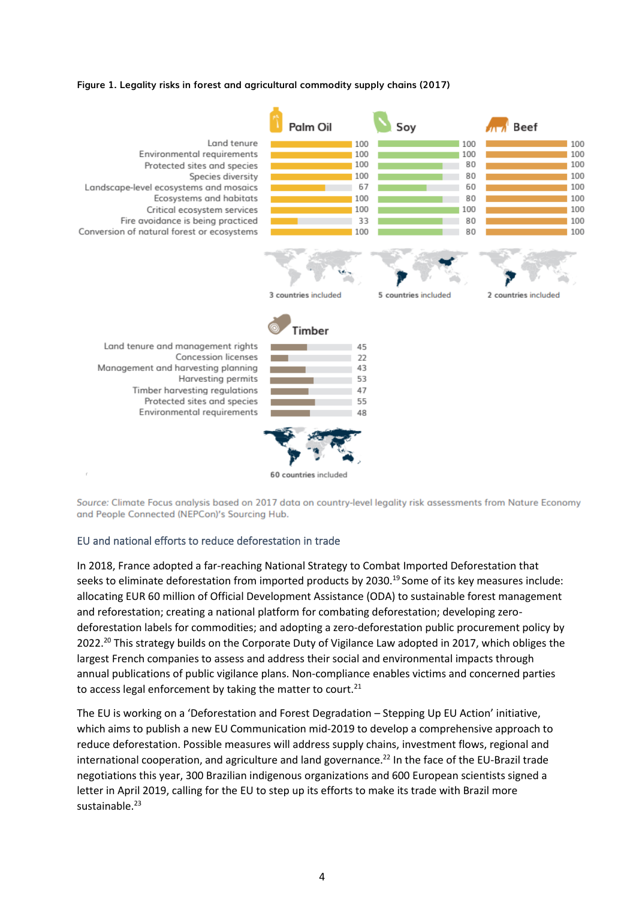**Figure 1. Legality risks in forest and agricultural commodity supply chains (2017)**

| | Palm Oil | Soy | Beef |
|---|---|---|---|
| Land tenure | 100 | 100 | 100 |
| Environmental requirements | 100 | 100 | 100 |
| Protected sites and species | 100 | 80 | 100 |
| Species diversity | 100 | 80 | 100 |
| Landscape-level ecosystems and mosaics | 67 | 60 | 100 |
| Ecosystems and habitats | 100 | 80 | 100 |
| Critical ecosystem services | 100 | 100 | 100 |
| Fire avoidance is being practiced | 33 | 80 | 100 |
| Conversion of natural forest or ecosystems | 100 | 80 | 100 |
| | 3 countries included | 5 countries included | 2 countries included |

| | Timber |
|---|---|
| Land tenure and management rights | 45 |
| Concession licenses | 22 |
| Management and harvesting planning | 43 |
| Harvesting permits | 53 |
| Timber harvesting regulations | 47 |
| Protected sites and species | 55 |
| Environmental requirements | 48 |
| | 60 countries included |

*Source: Climate Focus analysis based on 2017 data on country-level legality risk assessments from Nature Economy and People Connected (NEPCon)'s Sourcing Hub.*

### EU and national efforts to reduce deforestation in trade

In 2018, France adopted a far-reaching National Strategy to Combat Imported Deforestation that seeks to eliminate deforestation from imported products by 2030.[19] Some of its key measures include: allocating EUR 60 million of Official Development Assistance (ODA) to sustainable forest management and reforestation; creating a national platform for combating deforestation; developing zero-deforestation labels for commodities; and adopting a zero-deforestation public procurement policy by 2022.[20] This strategy builds on the Corporate Duty of Vigilance Law adopted in 2017, which obliges the largest French companies to assess and address their social and environmental impacts through annual publications of public vigilance plans. Non-compliance enables victims and concerned parties to access legal enforcement by taking the matter to court.[21]

The EU is working on a 'Deforestation and Forest Degradation – Stepping Up EU Action' initiative, which aims to publish a new EU Communication mid-2019 to develop a comprehensive approach to reduce deforestation. Possible measures will address supply chains, investment flows, regional and international cooperation, and agriculture and land governance.[22] In the face of the EU-Brazil trade negotiations this year, 300 Brazilian indigenous organizations and 600 European scientists signed a letter in April 2019, calling for the EU to step up its efforts to make its trade with Brazil more sustainable.[23]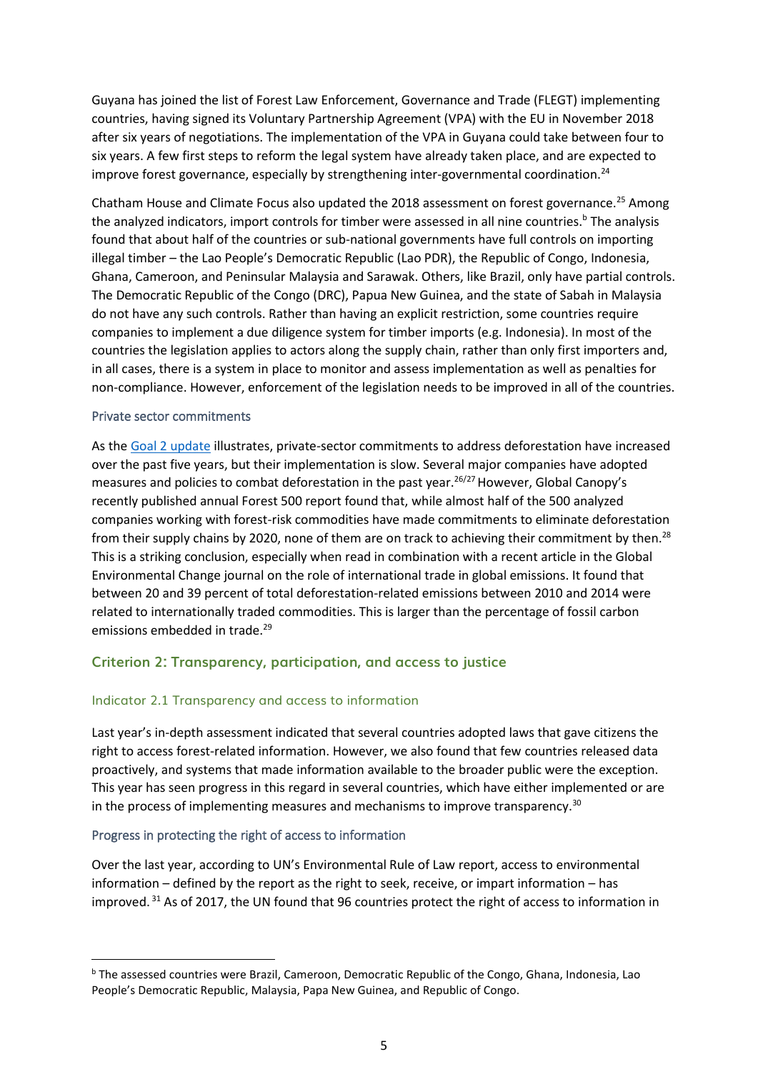Guyana has joined the list of Forest Law Enforcement, Governance and Trade (FLEGT) implementing countries, having signed its Voluntary Partnership Agreement (VPA) with the EU in November 2018 after six years of negotiations. The implementation of the VPA in Guyana could take between four to six years. A few first steps to reform the legal system have already taken place, and are expected to improve forest governance, especially by strengthening inter-governmental coordination.[24]

Chatham House and Climate Focus also updated the 2018 assessment on forest governance.[25] Among the analyzed indicators, import controls for timber were assessed in all nine countries.[b] The analysis found that about half of the countries or sub-national governments have full controls on importing illegal timber – the Lao People's Democratic Republic (Lao PDR), the Republic of Congo, Indonesia, Ghana, Cameroon, and Peninsular Malaysia and Sarawak. Others, like Brazil, only have partial controls. The Democratic Republic of the Congo (DRC), Papua New Guinea, and the state of Sabah in Malaysia do not have any such controls. Rather than having an explicit restriction, some countries require companies to implement a due diligence system for timber imports (e.g. Indonesia). In most of the countries the legislation applies to actors along the supply chain, rather than only first importers and, in all cases, there is a system in place to monitor and assess implementation as well as penalties for non-compliance. However, enforcement of the legislation needs to be improved in all of the countries.

#### Private sector commitments

As the Goal 2 update illustrates, private-sector commitments to address deforestation have increased over the past five years, but their implementation is slow. Several major companies have adopted measures and policies to combat deforestation in the past year.[26/27] However, Global Canopy's recently published annual Forest 500 report found that, while almost half of the 500 analyzed companies working with forest-risk commodities have made commitments to eliminate deforestation from their supply chains by 2020, none of them are on track to achieving their commitment by then.[28] This is a striking conclusion, especially when read in combination with a recent article in the Global Environmental Change journal on the role of international trade in global emissions. It found that between 20 and 39 percent of total deforestation-related emissions between 2010 and 2014 were related to internationally traded commodities. This is larger than the percentage of fossil carbon emissions embedded in trade.[29]

## Criterion 2: Transparency, participation, and access to justice

### Indicator 2.1 Transparency and access to information

Last year's in-depth assessment indicated that several countries adopted laws that gave citizens the right to access forest-related information. However, we also found that few countries released data proactively, and systems that made information available to the broader public were the exception. This year has seen progress in this regard in several countries, which have either implemented or are in the process of implementing measures and mechanisms to improve transparency.[30]

#### Progress in protecting the right of access to information

Over the last year, according to UN's Environmental Rule of Law report, access to environmental information – defined by the report as the right to seek, receive, or impart information – has improved.[31] As of 2017, the UN found that 96 countries protect the right of access to information in

---

[b] The assessed countries were Brazil, Cameroon, Democratic Republic of the Congo, Ghana, Indonesia, Lao People's Democratic Republic, Malaysia, Papa New Guinea, and Republic of Congo.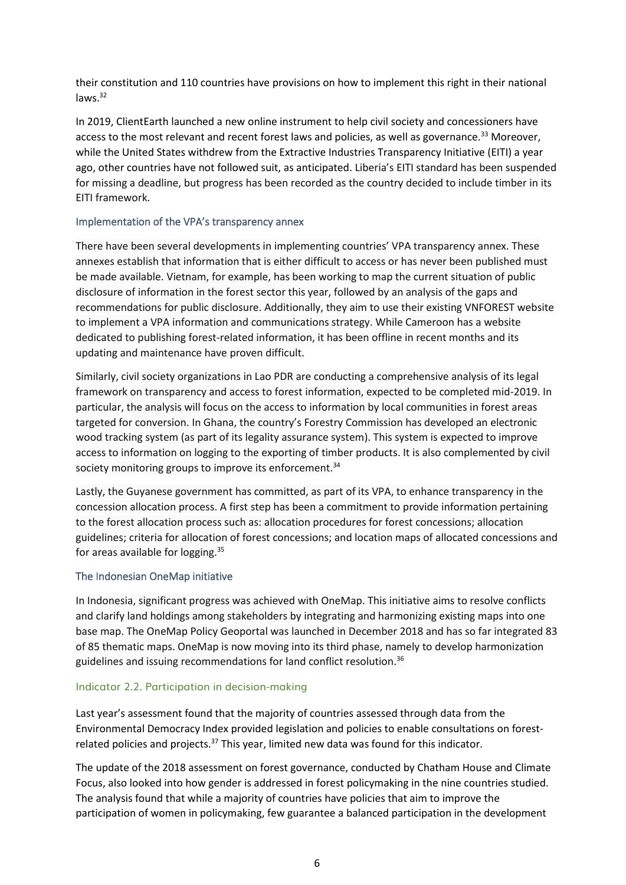their constitution and 110 countries have provisions on how to implement this right in their national laws.[32]

In 2019, ClientEarth launched a new online instrument to help civil society and concessioners have access to the most relevant and recent forest laws and policies, as well as governance.[33] Moreover, while the United States withdrew from the Extractive Industries Transparency Initiative (EITI) a year ago, other countries have not followed suit, as anticipated. Liberia's EITI standard has been suspended for missing a deadline, but progress has been recorded as the country decided to include timber in its EITI framework.

### Implementation of the VPA's transparency annex

There have been several developments in implementing countries' VPA transparency annex. These annexes establish that information that is either difficult to access or has never been published must be made available. Vietnam, for example, has been working to map the current situation of public disclosure of information in the forest sector this year, followed by an analysis of the gaps and recommendations for public disclosure. Additionally, they aim to use their existing VNFOREST website to implement a VPA information and communications strategy. While Cameroon has a website dedicated to publishing forest-related information, it has been offline in recent months and its updating and maintenance have proven difficult.

Similarly, civil society organizations in Lao PDR are conducting a comprehensive analysis of its legal framework on transparency and access to forest information, expected to be completed mid-2019. In particular, the analysis will focus on the access to information by local communities in forest areas targeted for conversion. In Ghana, the country's Forestry Commission has developed an electronic wood tracking system (as part of its legality assurance system). This system is expected to improve access to information on logging to the exporting of timber products. It is also complemented by civil society monitoring groups to improve its enforcement.[34]

Lastly, the Guyanese government has committed, as part of its VPA, to enhance transparency in the concession allocation process. A first step has been a commitment to provide information pertaining to the forest allocation process such as: allocation procedures for forest concessions; allocation guidelines; criteria for allocation of forest concessions; and location maps of allocated concessions and for areas available for logging.[35]

### The Indonesian OneMap initiative

In Indonesia, significant progress was achieved with OneMap. This initiative aims to resolve conflicts and clarify land holdings among stakeholders by integrating and harmonizing existing maps into one base map. The OneMap Policy Geoportal was launched in December 2018 and has so far integrated 83 of 85 thematic maps. OneMap is now moving into its third phase, namely to develop harmonization guidelines and issuing recommendations for land conflict resolution.[36]

## Indicator 2.2. Participation in decision-making

Last year's assessment found that the majority of countries assessed through data from the Environmental Democracy Index provided legislation and policies to enable consultations on forest-related policies and projects.[37] This year, limited new data was found for this indicator.

The update of the 2018 assessment on forest governance, conducted by Chatham House and Climate Focus, also looked into how gender is addressed in forest policymaking in the nine countries studied. The analysis found that while a majority of countries have policies that aim to improve the participation of women in policymaking, few guarantee a balanced participation in the development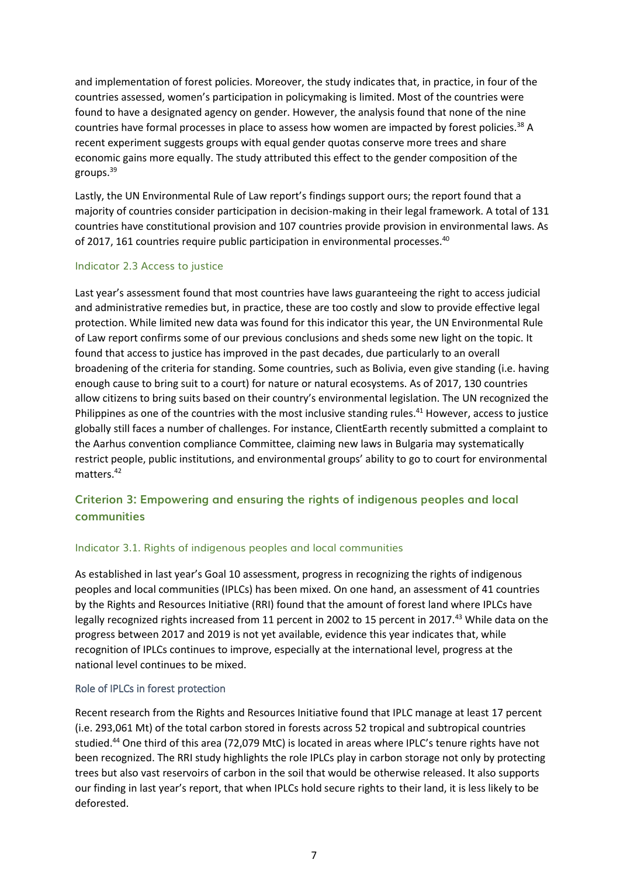and implementation of forest policies. Moreover, the study indicates that, in practice, in four of the countries assessed, women's participation in policymaking is limited. Most of the countries were found to have a designated agency on gender. However, the analysis found that none of the nine countries have formal processes in place to assess how women are impacted by forest policies.[38] A recent experiment suggests groups with equal gender quotas conserve more trees and share economic gains more equally. The study attributed this effect to the gender composition of the groups.[39]

Lastly, the UN Environmental Rule of Law report's findings support ours; the report found that a majority of countries consider participation in decision-making in their legal framework. A total of 131 countries have constitutional provision and 107 countries provide provision in environmental laws. As of 2017, 161 countries require public participation in environmental processes.[40]

### Indicator 2.3 Access to justice

Last year's assessment found that most countries have laws guaranteeing the right to access judicial and administrative remedies but, in practice, these are too costly and slow to provide effective legal protection. While limited new data was found for this indicator this year, the UN Environmental Rule of Law report confirms some of our previous conclusions and sheds some new light on the topic. It found that access to justice has improved in the past decades, due particularly to an overall broadening of the criteria for standing. Some countries, such as Bolivia, even give standing (i.e. having enough cause to bring suit to a court) for nature or natural ecosystems. As of 2017, 130 countries allow citizens to bring suits based on their country's environmental legislation. The UN recognized the Philippines as one of the countries with the most inclusive standing rules.[41] However, access to justice globally still faces a number of challenges. For instance, ClientEarth recently submitted a complaint to the Aarhus convention compliance Committee, claiming new laws in Bulgaria may systematically restrict people, public institutions, and environmental groups' ability to go to court for environmental matters.[42]

## Criterion 3: Empowering and ensuring the rights of indigenous peoples and local communities

### Indicator 3.1. Rights of indigenous peoples and local communities

As established in last year's Goal 10 assessment, progress in recognizing the rights of indigenous peoples and local communities (IPLCs) has been mixed. On one hand, an assessment of 41 countries by the Rights and Resources Initiative (RRI) found that the amount of forest land where IPLCs have legally recognized rights increased from 11 percent in 2002 to 15 percent in 2017.[43] While data on the progress between 2017 and 2019 is not yet available, evidence this year indicates that, while recognition of IPLCs continues to improve, especially at the international level, progress at the national level continues to be mixed.

#### Role of IPLCs in forest protection

Recent research from the Rights and Resources Initiative found that IPLC manage at least 17 percent (i.e. 293,061 Mt) of the total carbon stored in forests across 52 tropical and subtropical countries studied.[44] One third of this area (72,079 MtC) is located in areas where IPLC's tenure rights have not been recognized. The RRI study highlights the role IPLCs play in carbon storage not only by protecting trees but also vast reservoirs of carbon in the soil that would be otherwise released. It also supports our finding in last year's report, that when IPLCs hold secure rights to their land, it is less likely to be deforested.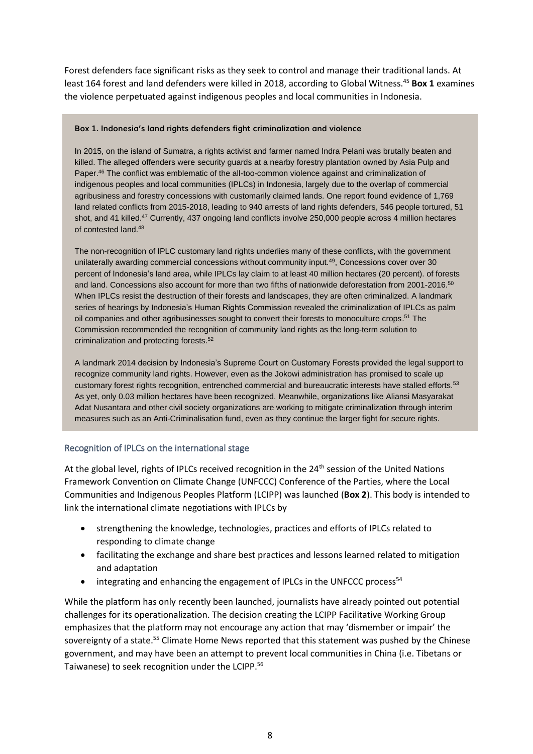Forest defenders face significant risks as they seek to control and manage their traditional lands. At least 164 forest and land defenders were killed in 2018, according to Global Witness.[45] **Box 1** examines the violence perpetuated against indigenous peoples and local communities in Indonesia.

**Box 1. Indonesia's land rights defenders fight criminalization and violence**

In 2015, on the island of Sumatra, a rights activist and farmer named Indra Pelani was brutally beaten and killed. The alleged offenders were security guards at a nearby forestry plantation owned by Asia Pulp and Paper.[46] The conflict was emblematic of the all-too-common violence against and criminalization of indigenous peoples and local communities (IPLCs) in Indonesia, largely due to the overlap of commercial agribusiness and forestry concessions with customarily claimed lands. One report found evidence of 1,769 land related conflicts from 2015-2018, leading to 940 arrests of land rights defenders, 546 people tortured, 51 shot, and 41 killed.[47] Currently, 437 ongoing land conflicts involve 250,000 people across 4 million hectares of contested land.[48]

The non-recognition of IPLC customary land rights underlies many of these conflicts, with the government unilaterally awarding commercial concessions without community input.[49], Concessions cover over 30 percent of Indonesia's land area, while IPLCs lay claim to at least 40 million hectares (20 percent). of forests and land. Concessions also account for more than two fifths of nationwide deforestation from 2001-2016.[50] When IPLCs resist the destruction of their forests and landscapes, they are often criminalized. A landmark series of hearings by Indonesia's Human Rights Commission revealed the criminalization of IPLCs as palm oil companies and other agribusinesses sought to convert their forests to monoculture crops.[51] The Commission recommended the recognition of community land rights as the long-term solution to criminalization and protecting forests.[52]

A landmark 2014 decision by Indonesia's Supreme Court on Customary Forests provided the legal support to recognize community land rights. However, even as the Jokowi administration has promised to scale up customary forest rights recognition, entrenched commercial and bureaucratic interests have stalled efforts.[53] As yet, only 0.03 million hectares have been recognized. Meanwhile, organizations like Aliansi Masyarakat Adat Nusantara and other civil society organizations are working to mitigate criminalization through interim measures such as an Anti-Criminalisation fund, even as they continue the larger fight for secure rights.

## Recognition of IPLCs on the international stage

At the global level, rights of IPLCs received recognition in the 24th session of the United Nations Framework Convention on Climate Change (UNFCCC) Conference of the Parties, where the Local Communities and Indigenous Peoples Platform (LCIPP) was launched (**Box 2**). This body is intended to link the international climate negotiations with IPLCs by

- strengthening the knowledge, technologies, practices and efforts of IPLCs related to responding to climate change
- facilitating the exchange and share best practices and lessons learned related to mitigation and adaptation
- integrating and enhancing the engagement of IPLCs in the UNFCCC process[54]

While the platform has only recently been launched, journalists have already pointed out potential challenges for its operationalization. The decision creating the LCIPP Facilitative Working Group emphasizes that the platform may not encourage any action that may 'dismember or impair' the sovereignty of a state.[55] Climate Home News reported that this statement was pushed by the Chinese government, and may have been an attempt to prevent local communities in China (i.e. Tibetans or Taiwanese) to seek recognition under the LCIPP.[56]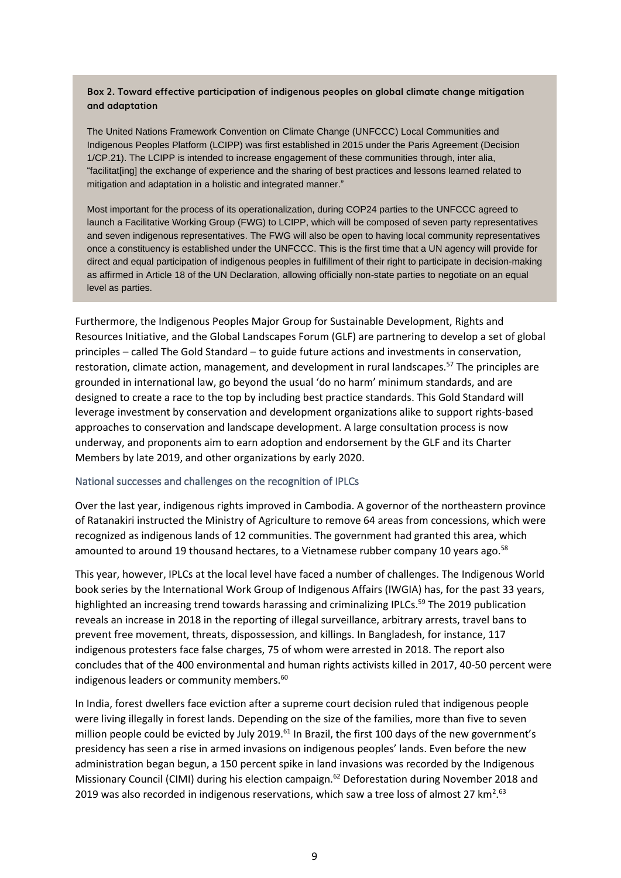**Box 2. Toward effective participation of indigenous peoples on global climate change mitigation and adaptation**

The United Nations Framework Convention on Climate Change (UNFCCC) Local Communities and Indigenous Peoples Platform (LCIPP) was first established in 2015 under the Paris Agreement (Decision 1/CP.21). The LCIPP is intended to increase engagement of these communities through, inter alia, "facilitat[ing] the exchange of experience and the sharing of best practices and lessons learned related to mitigation and adaptation in a holistic and integrated manner."

Most important for the process of its operationalization, during COP24 parties to the UNFCCC agreed to launch a Facilitative Working Group (FWG) to LCIPP, which will be composed of seven party representatives and seven indigenous representatives. The FWG will also be open to having local community representatives once a constituency is established under the UNFCCC. This is the first time that a UN agency will provide for direct and equal participation of indigenous peoples in fulfillment of their right to participate in decision-making as affirmed in Article 18 of the UN Declaration, allowing officially non-state parties to negotiate on an equal level as parties.

Furthermore, the Indigenous Peoples Major Group for Sustainable Development, Rights and Resources Initiative, and the Global Landscapes Forum (GLF) are partnering to develop a set of global principles – called The Gold Standard – to guide future actions and investments in conservation, restoration, climate action, management, and development in rural landscapes.[57] The principles are grounded in international law, go beyond the usual 'do no harm' minimum standards, and are designed to create a race to the top by including best practice standards. This Gold Standard will leverage investment by conservation and development organizations alike to support rights-based approaches to conservation and landscape development. A large consultation process is now underway, and proponents aim to earn adoption and endorsement by the GLF and its Charter Members by late 2019, and other organizations by early 2020.

### National successes and challenges on the recognition of IPLCs

Over the last year, indigenous rights improved in Cambodia. A governor of the northeastern province of Ratanakiri instructed the Ministry of Agriculture to remove 64 areas from concessions, which were recognized as indigenous lands of 12 communities. The government had granted this area, which amounted to around 19 thousand hectares, to a Vietnamese rubber company 10 years ago.[58]

This year, however, IPLCs at the local level have faced a number of challenges. The Indigenous World book series by the International Work Group of Indigenous Affairs (IWGIA) has, for the past 33 years, highlighted an increasing trend towards harassing and criminalizing IPLCs.[59] The 2019 publication reveals an increase in 2018 in the reporting of illegal surveillance, arbitrary arrests, travel bans to prevent free movement, threats, dispossession, and killings. In Bangladesh, for instance, 117 indigenous protesters face false charges, 75 of whom were arrested in 2018. The report also concludes that of the 400 environmental and human rights activists killed in 2017, 40-50 percent were indigenous leaders or community members.[60]

In India, forest dwellers face eviction after a supreme court decision ruled that indigenous people were living illegally in forest lands. Depending on the size of the families, more than five to seven million people could be evicted by July 2019.[61] In Brazil, the first 100 days of the new government's presidency has seen a rise in armed invasions on indigenous peoples' lands. Even before the new administration began begun, a 150 percent spike in land invasions was recorded by the Indigenous Missionary Council (CIMI) during his election campaign.[62] Deforestation during November 2018 and 2019 was also recorded in indigenous reservations, which saw a tree loss of almost 27 $km^2$.[63]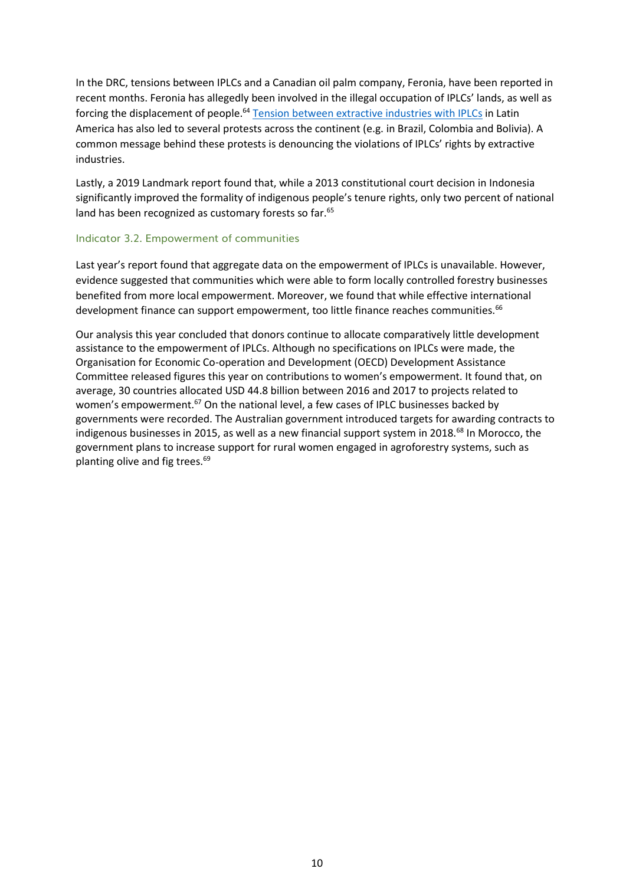In the DRC, tensions between IPLCs and a Canadian oil palm company, Feronia, have been reported in recent months. Feronia has allegedly been involved in the illegal occupation of IPLCs' lands, as well as forcing the displacement of people.[64] Tension between extractive industries with IPLCs in Latin America has also led to several protests across the continent (e.g. in Brazil, Colombia and Bolivia). A common message behind these protests is denouncing the violations of IPLCs' rights by extractive industries.

Lastly, a 2019 Landmark report found that, while a 2013 constitutional court decision in Indonesia significantly improved the formality of indigenous people's tenure rights, only two percent of national land has been recognized as customary forests so far.[65]

### Indicator 3.2. Empowerment of communities

Last year's report found that aggregate data on the empowerment of IPLCs is unavailable. However, evidence suggested that communities which were able to form locally controlled forestry businesses benefited from more local empowerment. Moreover, we found that while effective international development finance can support empowerment, too little finance reaches communities.[66]

Our analysis this year concluded that donors continue to allocate comparatively little development assistance to the empowerment of IPLCs. Although no specifications on IPLCs were made, the Organisation for Economic Co-operation and Development (OECD) Development Assistance Committee released figures this year on contributions to women's empowerment. It found that, on average, 30 countries allocated USD 44.8 billion between 2016 and 2017 to projects related to women's empowerment.[67] On the national level, a few cases of IPLC businesses backed by governments were recorded. The Australian government introduced targets for awarding contracts to indigenous businesses in 2015, as well as a new financial support system in 2018.[68] In Morocco, the government plans to increase support for rural women engaged in agroforestry systems, such as planting olive and fig trees.[69]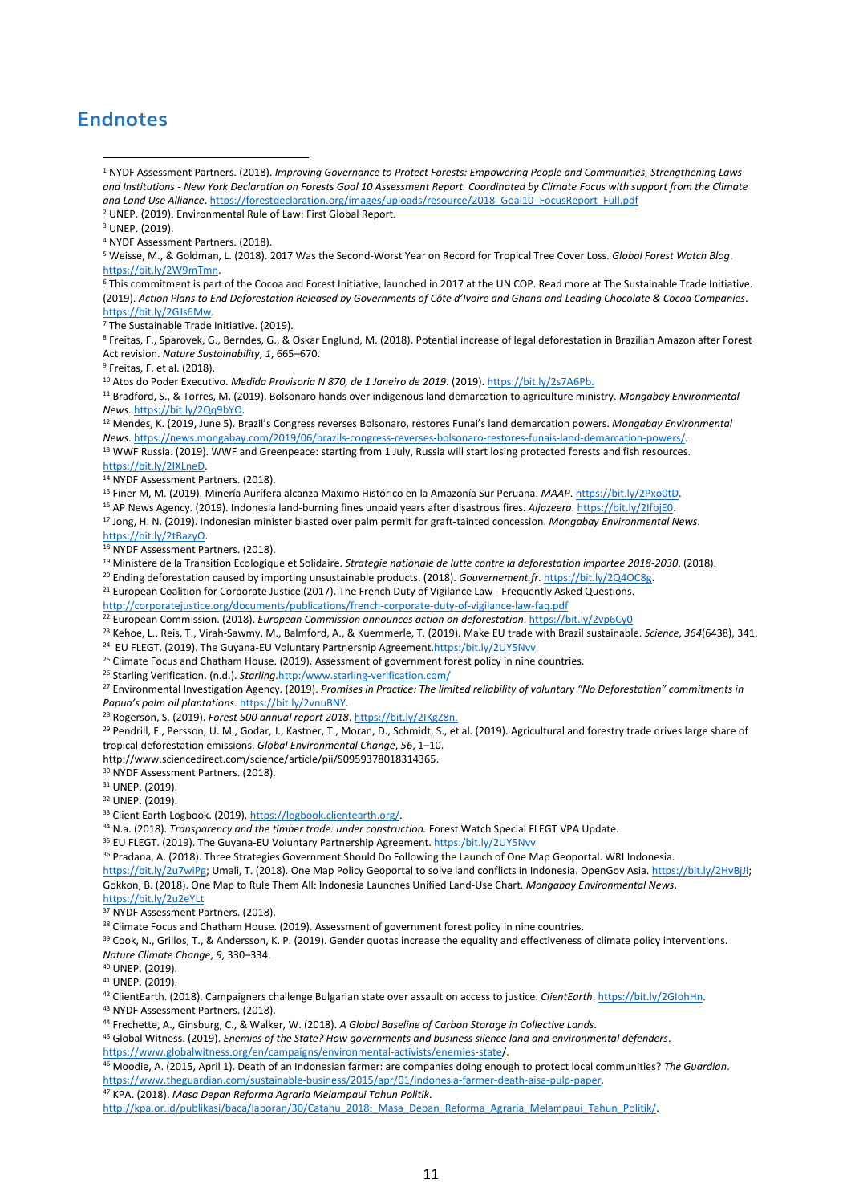## Endnotes

[1] NYDF Assessment Partners. (2018). *Improving Governance to Protect Forests: Empowering People and Communities, Strengthening Laws and Institutions - New York Declaration on Forests Goal 10 Assessment Report. Coordinated by Climate Focus with support from the Climate and Land Use Alliance*. https://forestdeclaration.org/images/uploads/resource/2018_Goal10_FocusReport_Full.pdf

[2] UNEP. (2019). Environmental Rule of Law: First Global Report.

[3] UNEP. (2019).

[4] NYDF Assessment Partners. (2018).

[5] Weisse, M., & Goldman, L. (2018). 2017 Was the Second-Worst Year on Record for Tropical Tree Cover Loss. *Global Forest Watch Blog*. https://bit.ly/2W9mTmn.

[6] This commitment is part of the Cocoa and Forest Initiative, launched in 2017 at the UN COP. Read more at The Sustainable Trade Initiative. (2019). *Action Plans to End Deforestation Released by Governments of Côte d'Ivoire and Ghana and Leading Chocolate & Cocoa Companies*. https://bit.ly/2GJs6Mw.

[7] The Sustainable Trade Initiative. (2019).

[8] Freitas, F., Sparovek, G., Berndes, G., & Oskar Englund, M. (2018). Potential increase of legal deforestation in Brazilian Amazon after Forest Act revision. *Nature Sustainability*, *1*, 665–670.

[9] Freitas, F. et al. (2018).

[10] Atos do Poder Executivo. *Medida Provisoria N 870, de 1 Janeiro de 2019*. (2019). https://bit.ly/2s7A6Pb.

[11] Bradford, S., & Torres, M. (2019). Bolsonaro hands over indigenous land demarcation to agriculture ministry. *Mongabay Environmental News*. https://bit.ly/2Qq9bYO.

[12] Mendes, K. (2019, June 5). Brazil's Congress reverses Bolsonaro, restores Funai's land demarcation powers. *Mongabay Environmental News*. https://news.mongabay.com/2019/06/brazils-congress-reverses-bolsonaro-restores-funais-land-demarcation-powers/.

[13] WWF Russia. (2019). WWF and Greenpeace: starting from 1 July, Russia will start losing protected forests and fish resources. https://bit.ly/2IXLneD.

[14] NYDF Assessment Partners. (2018).

[15] Finer M, M. (2019). Minería Aurífera alcanza Máximo Histórico en la Amazonía Sur Peruana. *MAAP*. https://bit.ly/2Pxo0tD.

[16] AP News Agency. (2019). Indonesia land-burning fines unpaid years after disastrous fires. *Aljazeera*. https://bit.ly/2IfbjE0.

[17] Jong, H. N. (2019). Indonesian minister blasted over palm permit for graft-tainted concession. *Mongabay Environmental News*. https://bit.ly/2tBazyO.

[18] NYDF Assessment Partners. (2018).

[19] Ministere de la Transition Ecologique et Solidaire. *Strategie nationale de lutte contre la deforestation importee 2018-2030*. (2018).

[20] Ending deforestation caused by importing unsustainable products. (2018). *Gouvernement.fr*. https://bit.ly/2Q4OC8g.

[21] European Coalition for Corporate Justice (2017). The French Duty of Vigilance Law - Frequently Asked Questions. http://corporatejustice.org/documents/publications/french-corporate-duty-of-vigilance-law-faq.pdf

[22] European Commission. (2018). *European Commission announces action on deforestation*. https://bit.ly/2vp6Cy0

[23] Kehoe, L., Reis, T., Virah-Sawmy, M., Balmford, A., & Kuemmerle, T. (2019). Make EU trade with Brazil sustainable. *Science*, *364*(6438), 341.

[24] EU FLEGT. (2019). The Guyana-EU Voluntary Partnership Agreement.https:/bit.ly/2UY5Nvv

[25] Climate Focus and Chatham House. (2019). Assessment of government forest policy in nine countries.

[26] Starling Verification. (n.d.). *Starling*.http:/www.starling-verification.com/

[27] Environmental Investigation Agency. (2019). *Promises in Practice: The limited reliability of voluntary "No Deforestation" commitments in Papua's palm oil plantations*. https://bit.ly/2vnuBNY.

[28] Rogerson, S. (2019). *Forest 500 annual report 2018*. https://bit.ly/2IKgZ8n.

[29] Pendrill, F., Persson, U. M., Godar, J., Kastner, T., Moran, D., Schmidt, S., et al. (2019). Agricultural and forestry trade drives large share of tropical deforestation emissions. *Global Environmental Change*, *56*, 1–10. http://www.sciencedirect.com/science/article/pii/S0959378018314365.

[30] NYDF Assessment Partners. (2018).

[31] UNEP. (2019).

[32] UNEP. (2019).

[33] Client Earth Logbook. (2019). https://logbook.clientearth.org/.

[34] N.a. (2018). *Transparency and the timber trade: under construction.* Forest Watch Special FLEGT VPA Update.

[35] EU FLEGT. (2019). The Guyana-EU Voluntary Partnership Agreement. https:/bit.ly/2UY5Nvv

[36] Pradana, A. (2018). Three Strategies Government Should Do Following the Launch of One Map Geoportal. WRI Indonesia. https://bit.ly/2u7wiPg; Umali, T. (2018). One Map Policy Geoportal to solve land conflicts in Indonesia. OpenGov Asia. https://bit.ly/2HvBjJl; Gokkon, B. (2018). One Map to Rule Them All: Indonesia Launches Unified Land-Use Chart. *Mongabay Environmental News*. https://bit.ly/2u2eYLt

[37] NYDF Assessment Partners. (2018).

[38] Climate Focus and Chatham House. (2019). Assessment of government forest policy in nine countries.

[39] Cook, N., Grillos, T., & Andersson, K. P. (2019). Gender quotas increase the equality and effectiveness of climate policy interventions. *Nature Climate Change*, *9*, 330–334.

[40] UNEP. (2019).

[41] UNEP. (2019).

[42] ClientEarth. (2018). Campaigners challenge Bulgarian state over assault on access to justice. *ClientEarth*. https://bit.ly/2GIohHn.

[43] NYDF Assessment Partners. (2018).

[44] Frechette, A., Ginsburg, C., & Walker, W. (2018). *A Global Baseline of Carbon Storage in Collective Lands*.

[45] Global Witness. (2019). *Enemies of the State? How governments and business silence land and environmental defenders*. https://www.globalwitness.org/en/campaigns/environmental-activists/enemies-state/.

[46] Moodie, A. (2015, April 1). Death of an Indonesian farmer: are companies doing enough to protect local communities? *The Guardian*. https://www.theguardian.com/sustainable-business/2015/apr/01/indonesia-farmer-death-aisa-pulp-paper.

[47] KPA. (2018). *Masa Depan Reforma Agraria Melampaui Tahun Politik*. http://kpa.or.id/publikasi/baca/laporan/30/Catahu_2018:_Masa_Depan_Reforma_Agraria_Melampaui_Tahun_Politik/.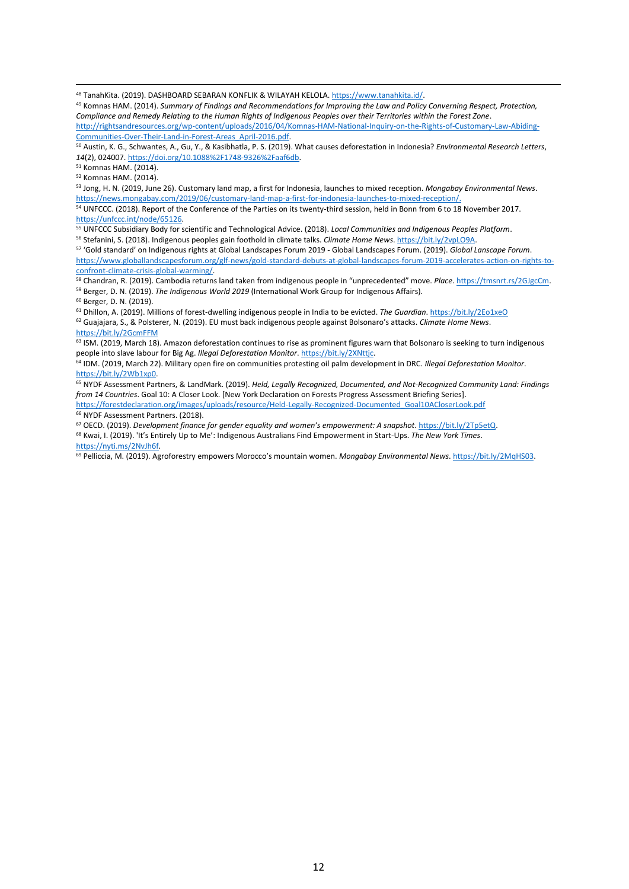[48] TanahKita. (2019). DASHBOARD SEBARAN KONFLIK & WILAYAH KELOLA. https://www.tanahkita.id/.

[49] Komnas HAM. (2014). *Summary of Findings and Recommendations for Improving the Law and Policy Converning Respect, Protection, Compliance and Remedy Relating to the Human Rights of Indigenous Peoples over their Territories within the Forest Zone*. http://rightsandresources.org/wp-content/uploads/2016/04/Komnas-HAM-National-Inquiry-on-the-Rights-of-Customary-Law-Abiding-Communities-Over-Their-Land-in-Forest-Areas_April-2016.pdf.

[50] Austin, K. G., Schwantes, A., Gu, Y., & Kasibhatla, P. S. (2019). What causes deforestation in Indonesia? *Environmental Research Letters*, *14*(2), 024007. https://doi.org/10.1088%2F1748-9326%2Faaf6db.

[51] Komnas HAM. (2014).

[52] Komnas HAM. (2014).

[53] Jong, H. N. (2019, June 26). Customary land map, a first for Indonesia, launches to mixed reception. *Mongabay Environmental News*. https://news.mongabay.com/2019/06/customary-land-map-a-first-for-indonesia-launches-to-mixed-reception/.

[54] UNFCCC. (2018). Report of the Conference of the Parties on its twenty-third session, held in Bonn from 6 to 18 November 2017. https://unfccc.int/node/65126.

[55] UNFCCC Subsidiary Body for scientific and Technological Advice. (2018). *Local Communities and Indigenous Peoples Platform*.

[56] Stefanini, S. (2018). Indigenous peoples gain foothold in climate talks. *Climate Home News*. https://bit.ly/2vpLO9A.

[57] 'Gold standard' on Indigenous rights at Global Landscapes Forum 2019 - Global Landscapes Forum. (2019). *Global Lanscape Forum*. https://www.globallandscapesforum.org/glf-news/gold-standard-debuts-at-global-landscapes-forum-2019-accelerates-action-on-rights-to-confront-climate-crisis-global-warming/.

[58] Chandran, R. (2019). Cambodia returns land taken from indigenous people in "unprecedented" move. *Place*. https://tmsnrt.rs/2GJgcCm.

[59] Berger, D. N. (2019). *The Indigenous World 2019* (International Work Group for Indigenous Affairs).

[60] Berger, D. N. (2019).

[61] Dhillon, A. (2019). Millions of forest-dwelling indigenous people in India to be evicted. *The Guardian*. https://bit.ly/2Eo1xeO

[62] Guajajara, S., & Polsterer, N. (2019). EU must back indigenous people against Bolsonaro's attacks. *Climate Home News*. https://bit.ly/2GcmFFM

[63] ISM. (2019, March 18). Amazon deforestation continues to rise as prominent figures warn that Bolsonaro is seeking to turn indigenous people into slave labour for Big Ag. *Illegal Deforestation Monitor*. https://bit.ly/2XNttjc.

[64] IDM. (2019, March 22). Military open fire on communities protesting oil palm development in DRC. *Illegal Deforestation Monitor*. https://bit.ly/2Wb1xp0.

[65] NYDF Assessment Partners, & LandMark. (2019). *Held, Legally Recognized, Documented, and Not-Recognized Community Land: Findings from 14 Countries*. Goal 10: A Closer Look. [New York Declaration on Forests Progress Assessment Briefing Series]. https://forestdeclaration.org/images/uploads/resource/Held-Legally-Recognized-Documented_Goal10ACloserLook.pdf

[66] NYDF Assessment Partners. (2018).

[67] OECD. (2019). *Development finance for gender equality and women's empowerment: A snapshot*. https://bit.ly/2Tp5etQ.

[68] Kwai, I. (2019). 'It's Entirely Up to Me': Indigenous Australians Find Empowerment in Start-Ups. *The New York Times*. https://nyti.ms/2NvJh6f.

[69] Pelliccia, M. (2019). Agroforestry empowers Morocco's mountain women. *Mongabay Environmental News*. https://bit.ly/2MqHS03.